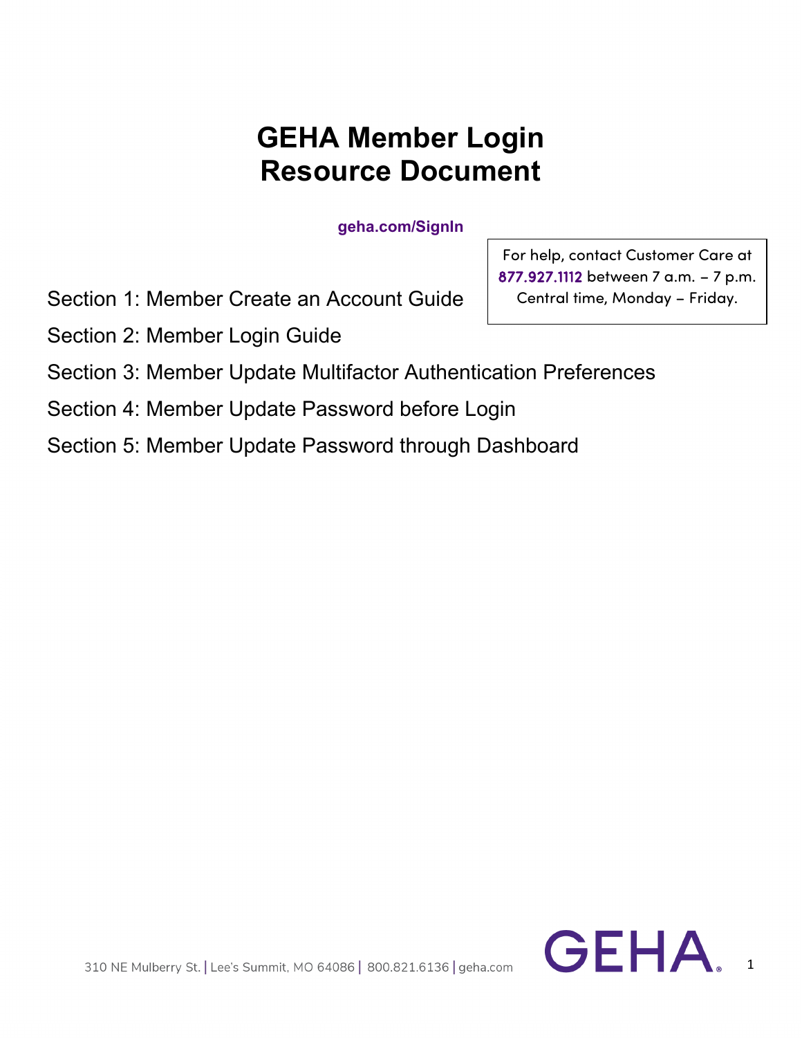# GEHA Member Login Resource Document

geha.com/SignIn

For help, contact Customer Care at 877.927.1112 between 7 a.m. – 7 p.m. Central time, Monday – Friday.

Section 1: Member Create an Account Guide

Section 2: Member Login Guide

Section 3: Member Update Multifactor Authentication Preferences

Section 4: Member Update Password before Login

Section 5: Member Update Password through Dashboard

310 NE Mulberry St. | Lee's Summit, MO 64086 | 800.821.6136 | geha.com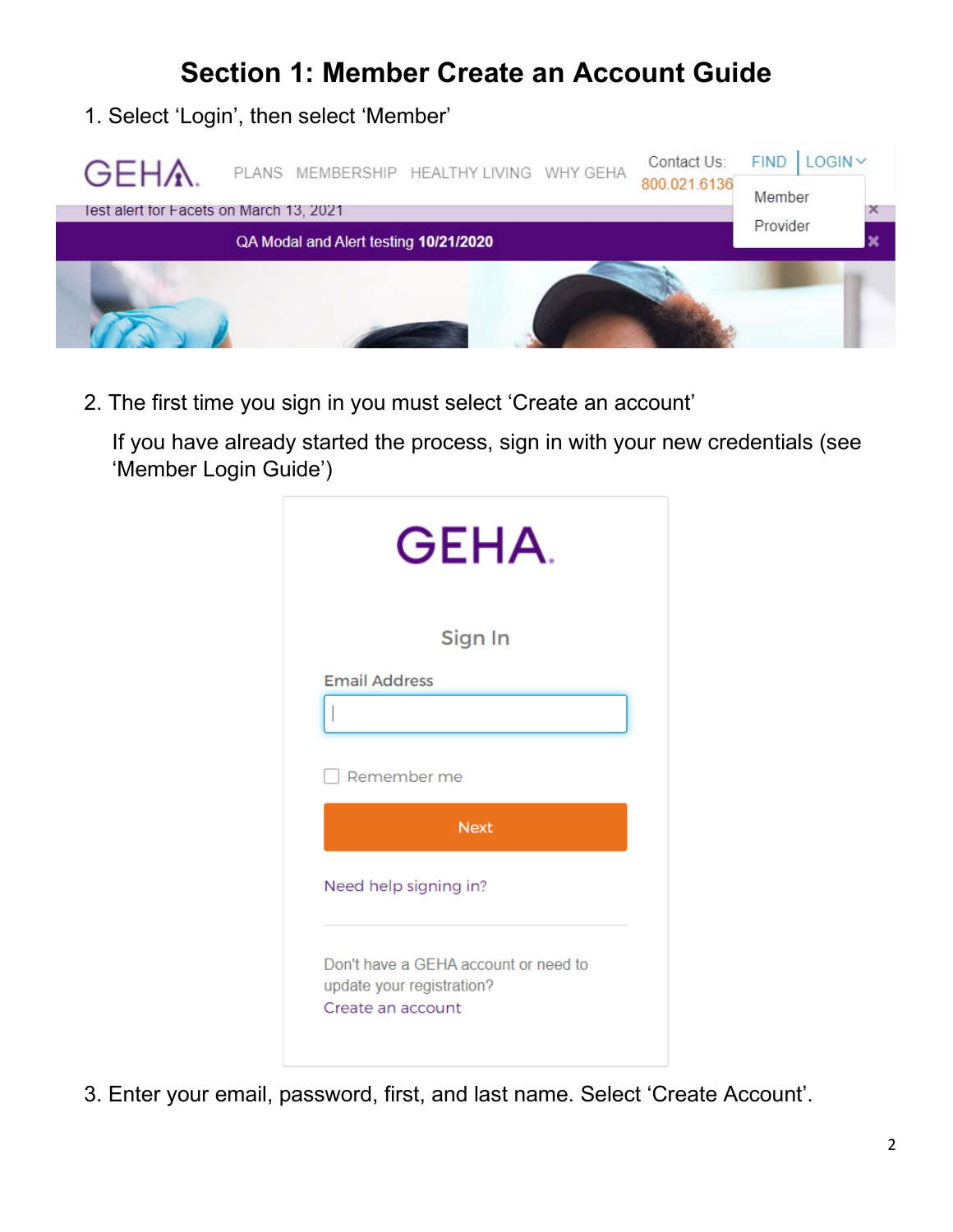# Section 1: Member Create an Account Guide

1. Select ‘Login’, then select ‘Member’

2. The first time you sign in you must select ‘Create an account’

   If you have already started the process, sign in with your new credentials (see ‘Member Login Guide’)

3. Enter your email, password, first, and last name. Select ‘Create Account’.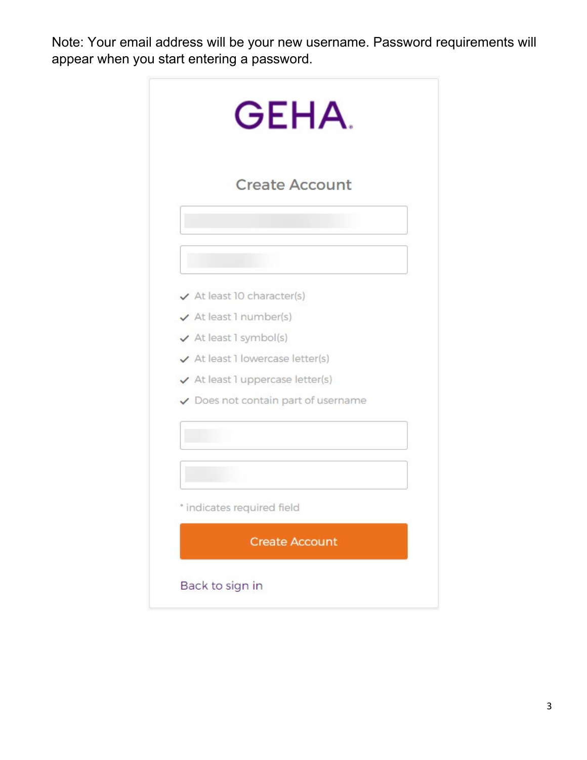Note: Your email address will be your new username. Password requirements will appear when you start entering a password.

GEHA

Create Account

- ✓ At least 10 character(s)
- ✓ At least 1 number(s)
- ✓ At least 1 symbol(s)
- ✓ At least 1 lowercase letter(s)
- ✓ At least 1 uppercase letter(s)
- ✓ Does not contain part of username

* indicates required field

Create Account

Back to sign in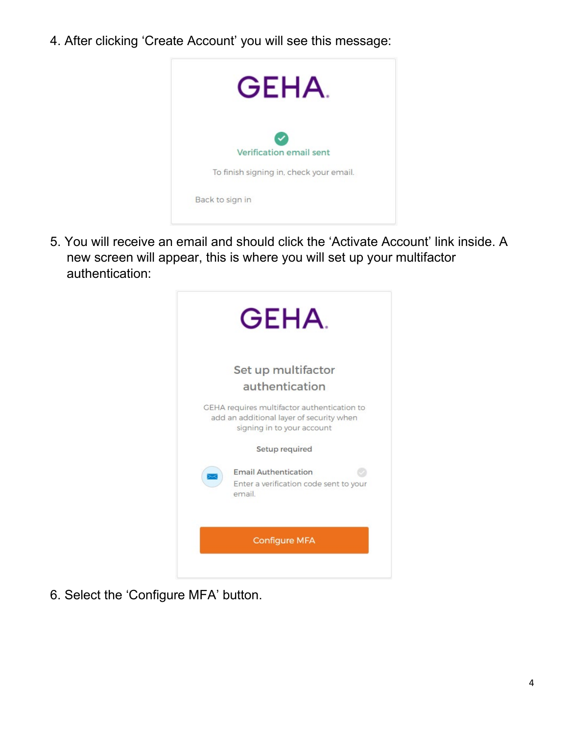4. After clicking 'Create Account' you will see this message:

GEHA.

Verification email sent

To finish signing in, check your email.

Back to sign in

5. You will receive an email and should click the 'Activate Account' link inside. A new screen will appear, this is where you will set up your multifactor authentication:

GEHA.

Set up multifactor authentication

GEHA requires multifactor authentication to add an additional layer of security when signing in to your account

Setup required

Email Authentication
Enter a verification code sent to your email.

Configure MFA

6. Select the 'Configure MFA' button.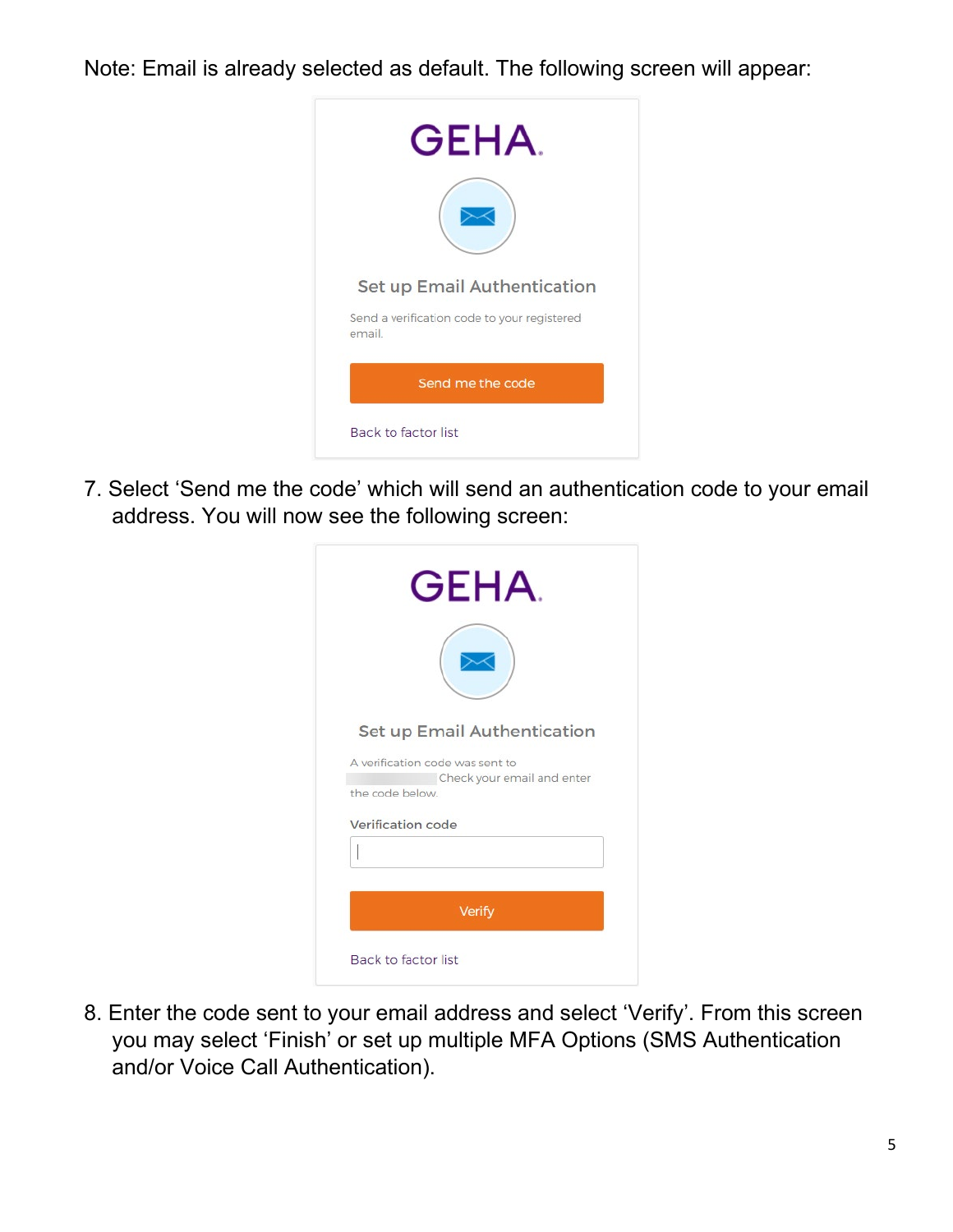Note: Email is already selected as default. The following screen will appear:

GEHA.

Set up Email Authentication

Send a verification code to your registered email.

Send me the code

Back to factor list

7. Select 'Send me the code' which will send an authentication code to your email address. You will now see the following screen:

GEHA.

Set up Email Authentication

A verification code was sent to Check your email and enter the code below.

Verification code

Verify

Back to factor list

8. Enter the code sent to your email address and select 'Verify'. From this screen you may select 'Finish' or set up multiple MFA Options (SMS Authentication and/or Voice Call Authentication).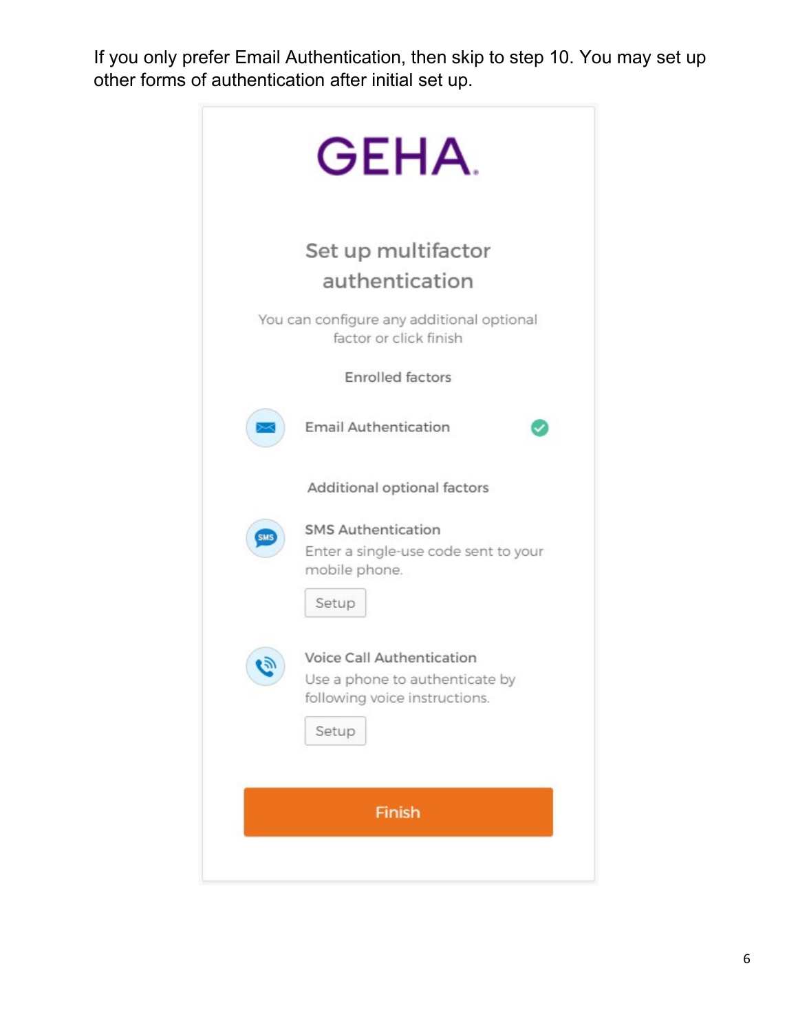If you only prefer Email Authentication, then skip to step 10. You may set up other forms of authentication after initial set up.

GEHA.

## Set up multifactor authentication

You can configure any additional optional factor or click finish

Enrolled factors

Email Authentication

Additional optional factors

SMS Authentication

Enter a single-use code sent to your mobile phone.

Setup

Voice Call Authentication

Use a phone to authenticate by following voice instructions.

Setup

Finish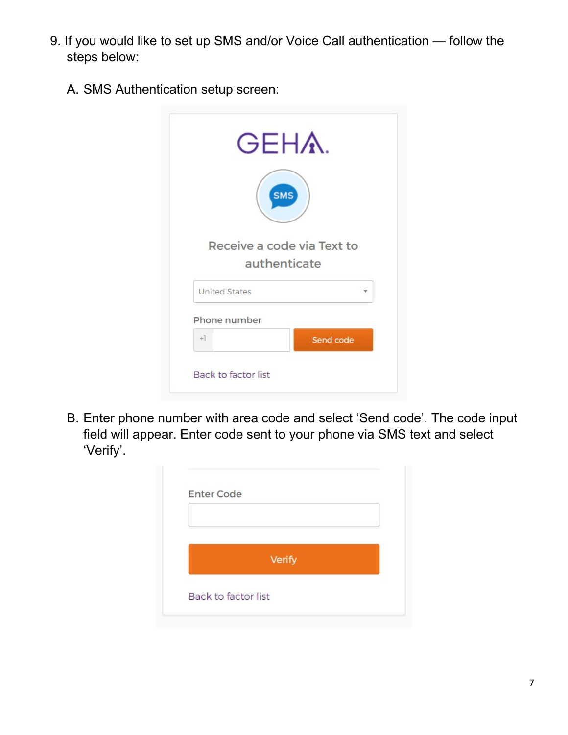9. If you would like to set up SMS and/or Voice Call authentication — follow the steps below:

   A. SMS Authentication setup screen:

   B. Enter phone number with area code and select 'Send code'. The code input field will appear. Enter code sent to your phone via SMS text and select 'Verify'.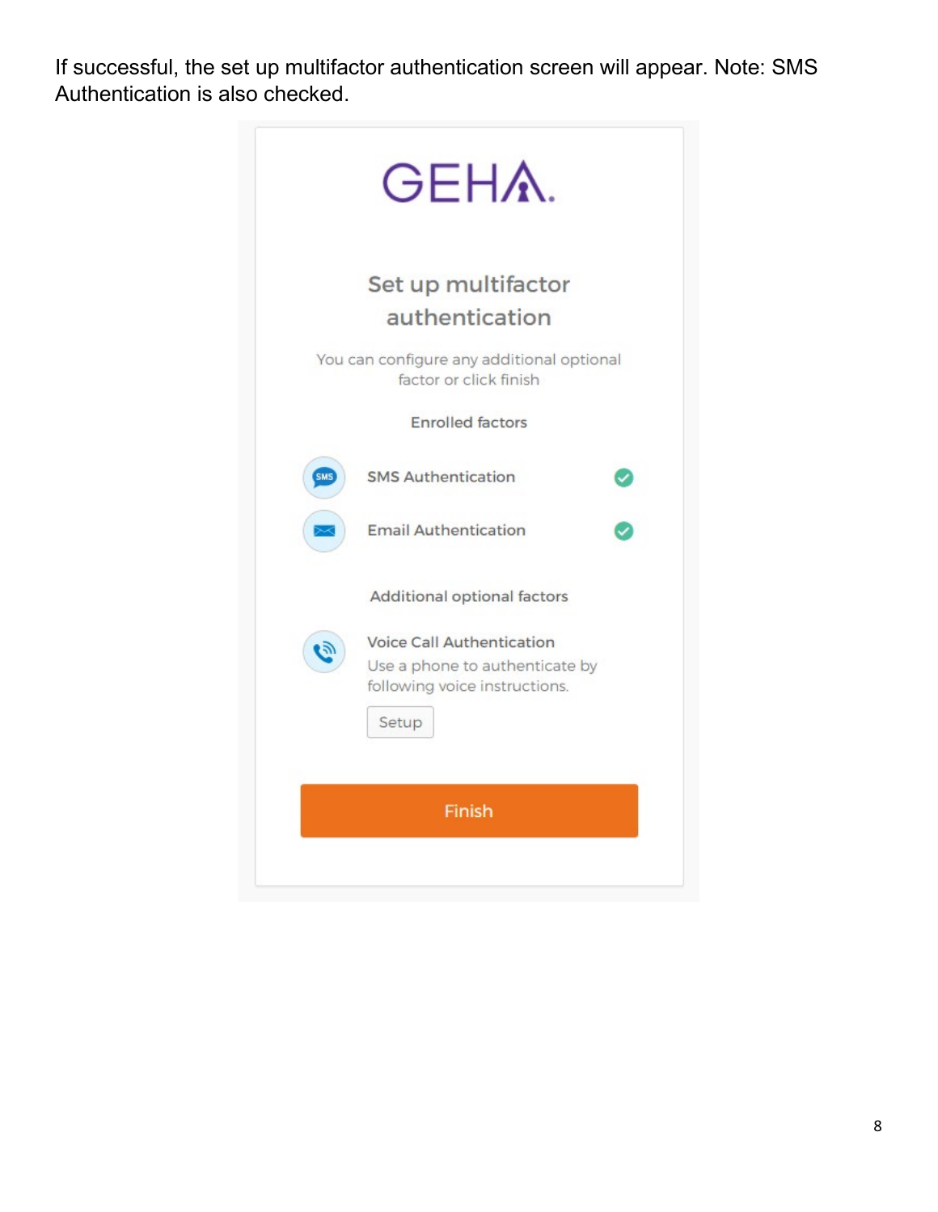If successful, the set up multifactor authentication screen will appear. Note: SMS Authentication is also checked.

GEHA.

## Set up multifactor authentication

You can configure any additional optional factor or click finish

Enrolled factors

- SMS Authentication ✓
- Email Authentication ✓

Additional optional factors

**Voice Call Authentication**
Use a phone to authenticate by following voice instructions.

Setup

Finish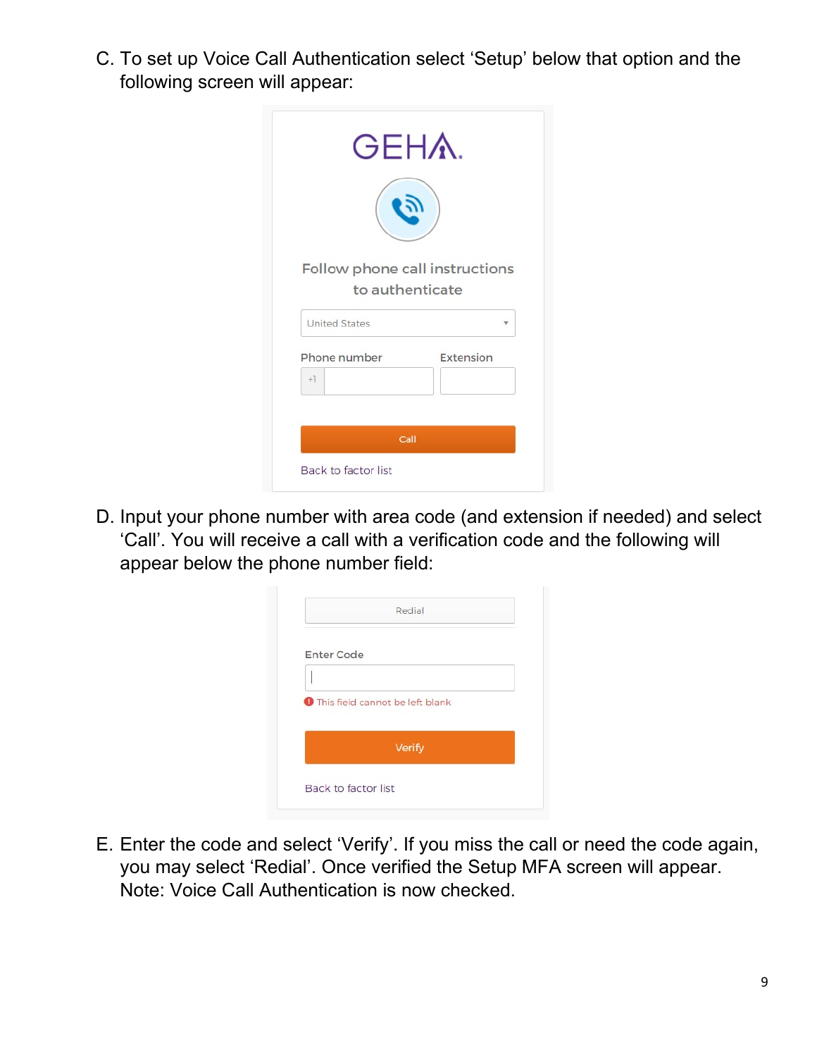C. To set up Voice Call Authentication select ‘Setup’ below that option and the following screen will appear:

D. Input your phone number with area code (and extension if needed) and select ‘Call’. You will receive a call with a verification code and the following will appear below the phone number field:

E. Enter the code and select ‘Verify’. If you miss the call or need the code again, you may select ‘Redial’. Once verified the Setup MFA screen will appear. Note: Voice Call Authentication is now checked.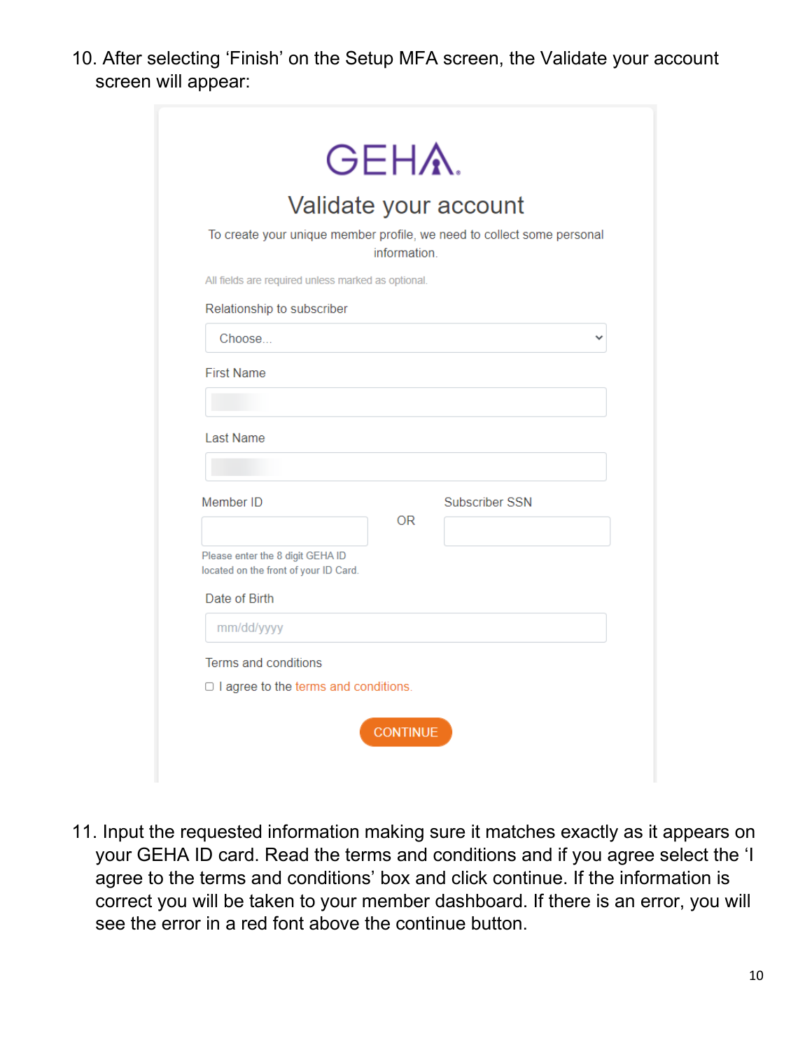10. After selecting 'Finish' on the Setup MFA screen, the Validate your account screen will appear:

GEHA

Validate your account

To create your unique member profile, we need to collect some personal information.

All fields are required unless marked as optional.

Relationship to subscriber

Choose...

First Name

Last Name

Member ID

Please enter the 8 digit GEHA ID located on the front of your ID Card.

OR

Subscriber SSN

Date of Birth

mm/dd/yyyy

Terms and conditions

☐ I agree to the terms and conditions.

CONTINUE

11. Input the requested information making sure it matches exactly as it appears on your GEHA ID card. Read the terms and conditions and if you agree select the 'I agree to the terms and conditions' box and click continue. If the information is correct you will be taken to your member dashboard. If there is an error, you will see the error in a red font above the continue button.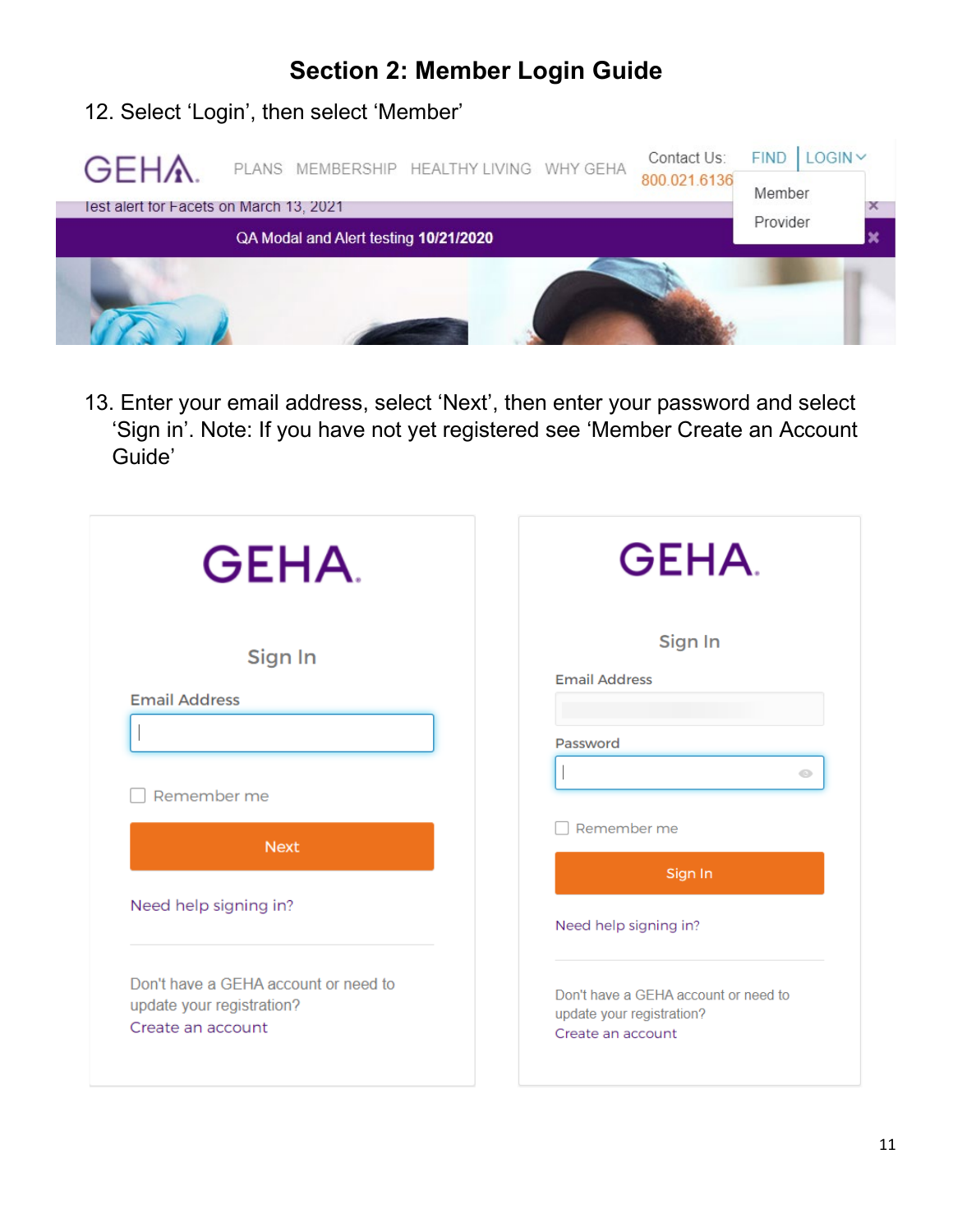# Section 2: Member Login Guide

12. Select 'Login', then select 'Member'

13. Enter your email address, select 'Next', then enter your password and select 'Sign in'. Note: If you have not yet registered see 'Member Create an Account Guide'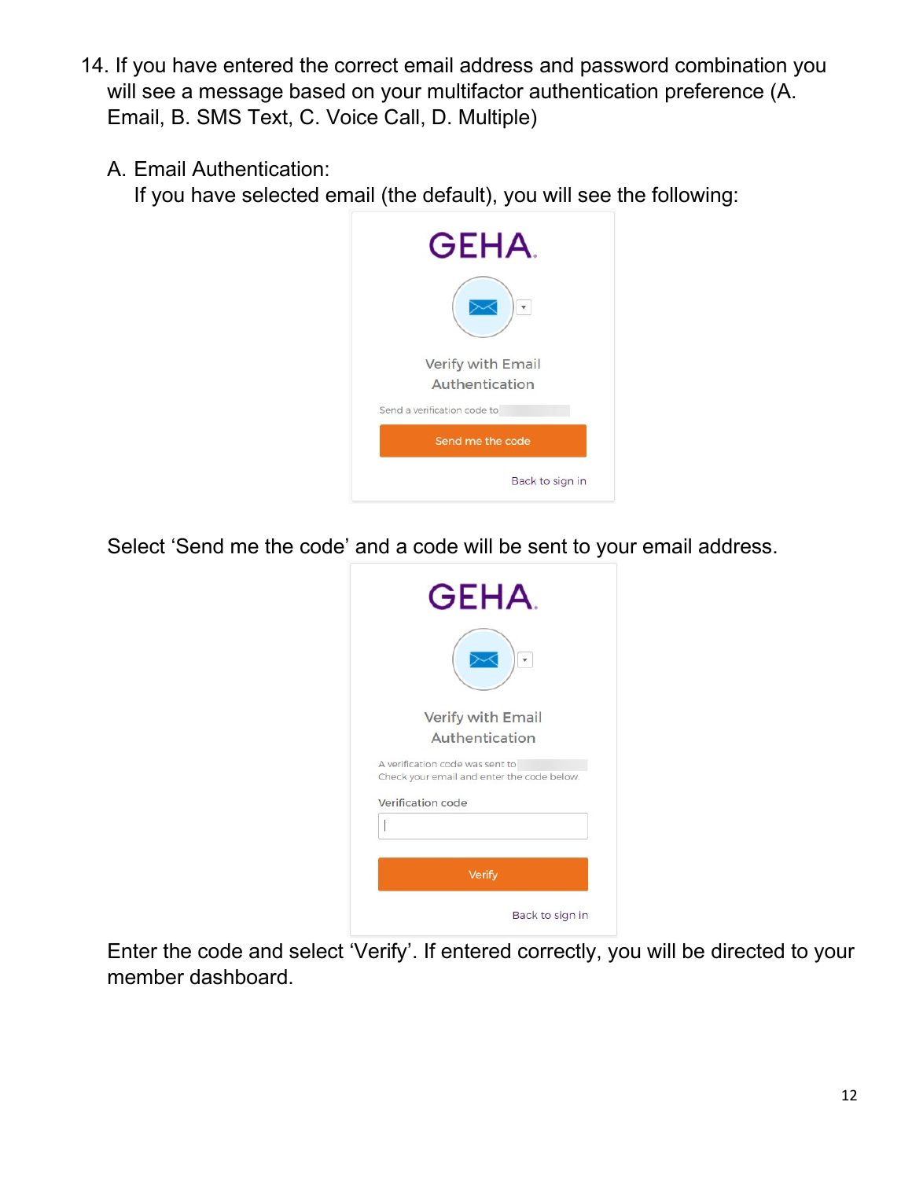14. If you have entered the correct email address and password combination you will see a message based on your multifactor authentication preference (A. Email, B. SMS Text, C. Voice Call, D. Multiple)

    A. Email Authentication:
       If you have selected email (the default), you will see the following:

GEHA.

Verify with Email Authentication

Send a verification code to

Send me the code

Back to sign in

Select 'Send me the code' and a code will be sent to your email address.

GEHA.

Verify with Email Authentication

A verification code was sent to
Check your email and enter the code below.

Verification code

Verify

Back to sign in

Enter the code and select 'Verify'. If entered correctly, you will be directed to your member dashboard.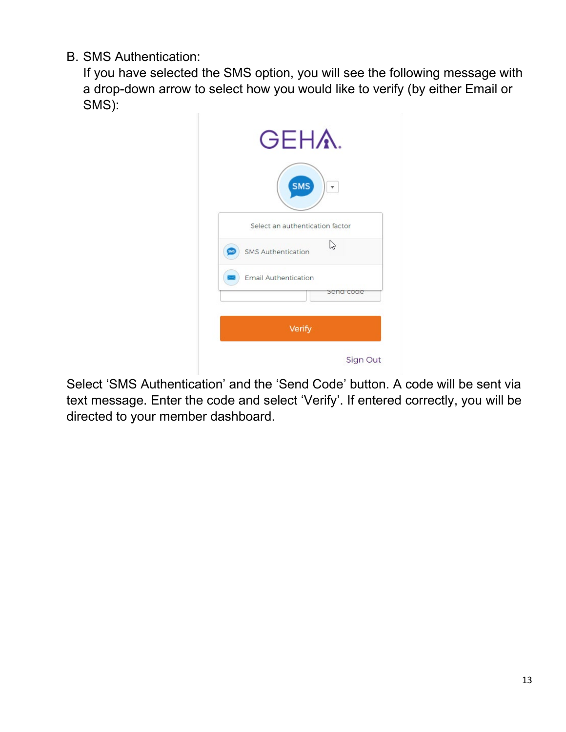B. SMS Authentication:

If you have selected the SMS option, you will see the following message with a drop-down arrow to select how you would like to verify (by either Email or SMS):

Select 'SMS Authentication' and the 'Send Code' button. A code will be sent via text message. Enter the code and select 'Verify'. If entered correctly, you will be directed to your member dashboard.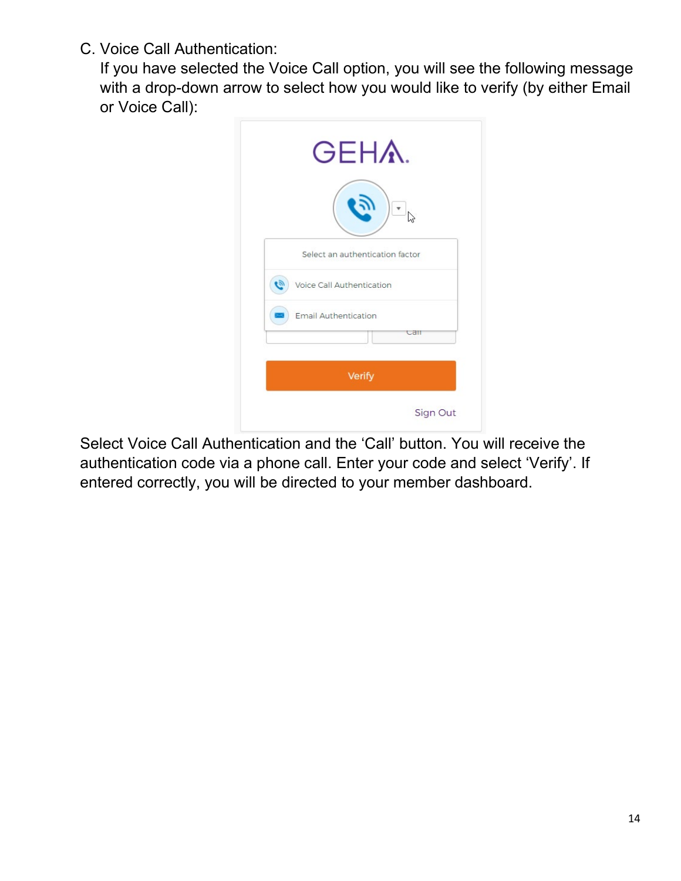C. Voice Call Authentication:

If you have selected the Voice Call option, you will see the following message with a drop-down arrow to select how you would like to verify (by either Email or Voice Call):

Select Voice Call Authentication and the 'Call' button. You will receive the authentication code via a phone call. Enter your code and select 'Verify'. If entered correctly, you will be directed to your member dashboard.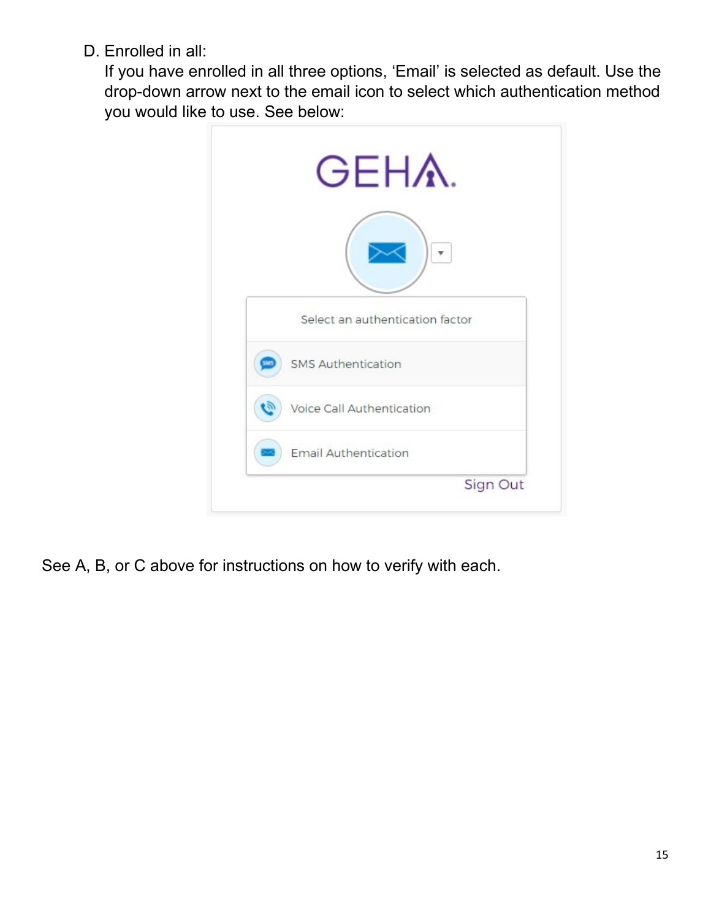D. Enrolled in all:

If you have enrolled in all three options, ‘Email’ is selected as default. Use the drop-down arrow next to the email icon to select which authentication method you would like to use. See below:

See A, B, or C above for instructions on how to verify with each.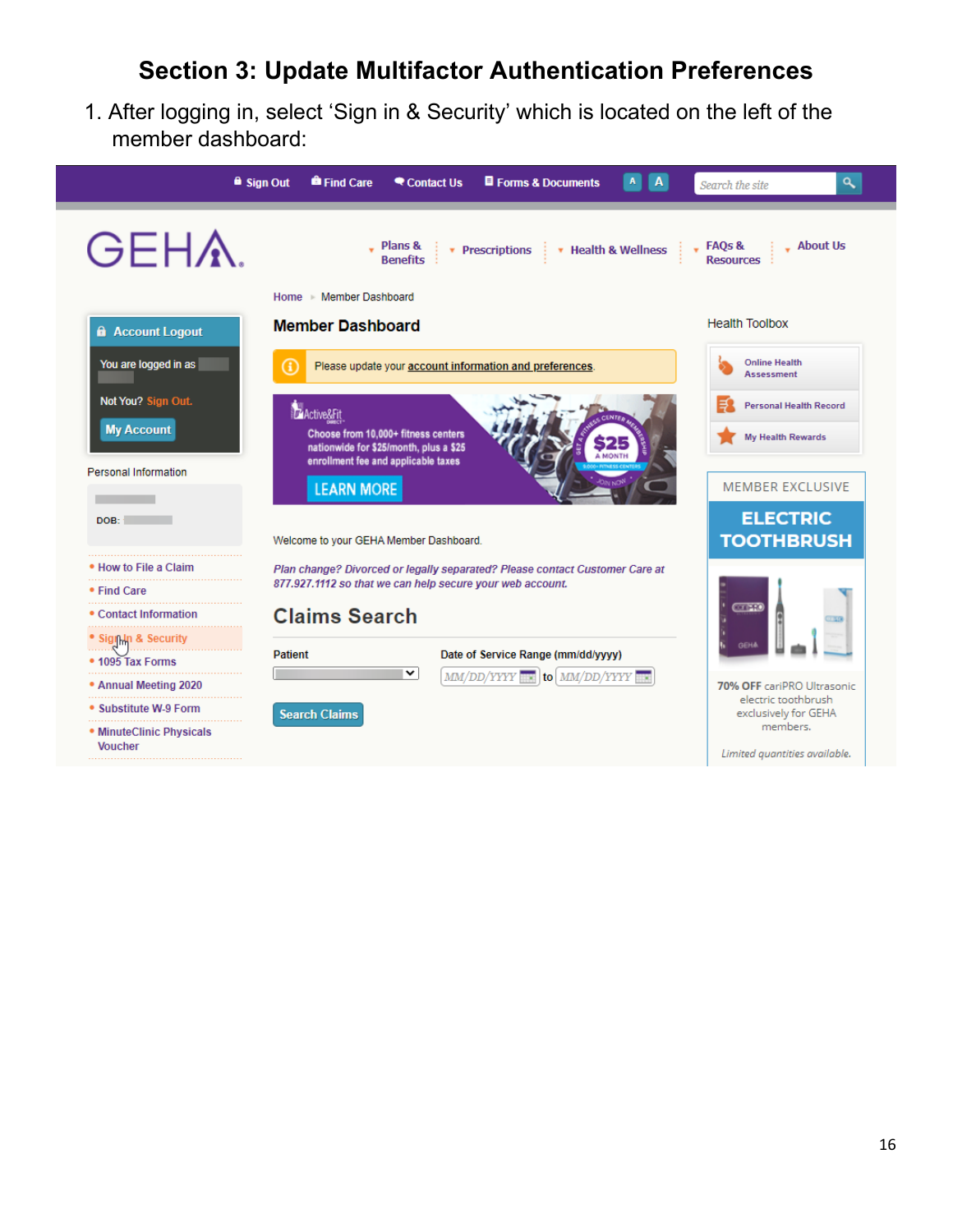## Section 3: Update Multifactor Authentication Preferences

1. After logging in, select 'Sign in & Security' which is located on the left of the member dashboard: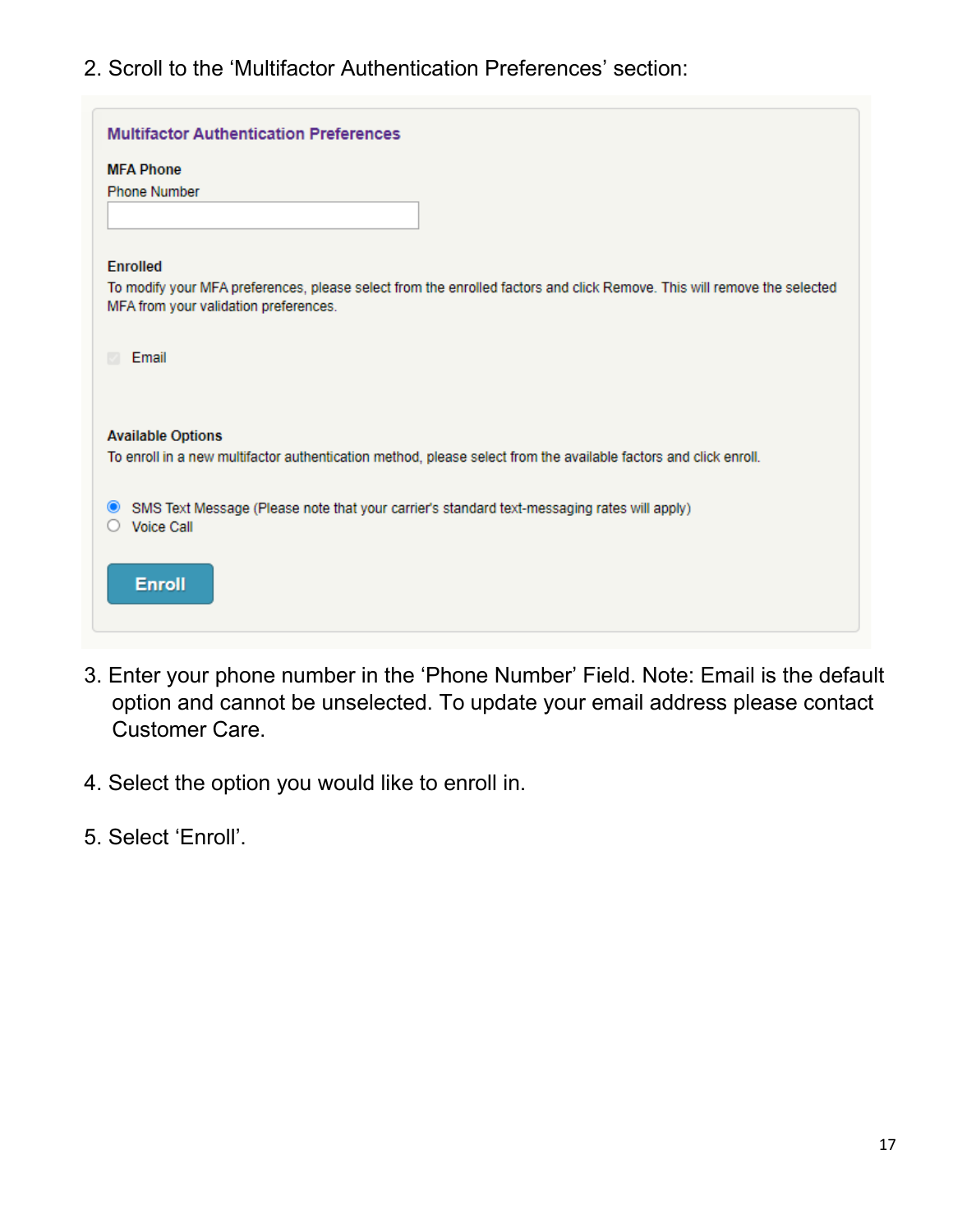2. Scroll to the 'Multifactor Authentication Preferences' section:

**Multifactor Authentication Preferences**

**MFA Phone**

Phone Number

**Enrolled**

To modify your MFA preferences, please select from the enrolled factors and click Remove. This will remove the selected MFA from your validation preferences.

- [x] Email

**Available Options**

To enroll in a new multifactor authentication method, please select from the available factors and click enroll.

- (•) SMS Text Message (Please note that your carrier's standard text-messaging rates will apply)
- ( ) Voice Call

**Enroll**

3. Enter your phone number in the 'Phone Number' Field. Note: Email is the default option and cannot be unselected. To update your email address please contact Customer Care.

4. Select the option you would like to enroll in.

5. Select 'Enroll'.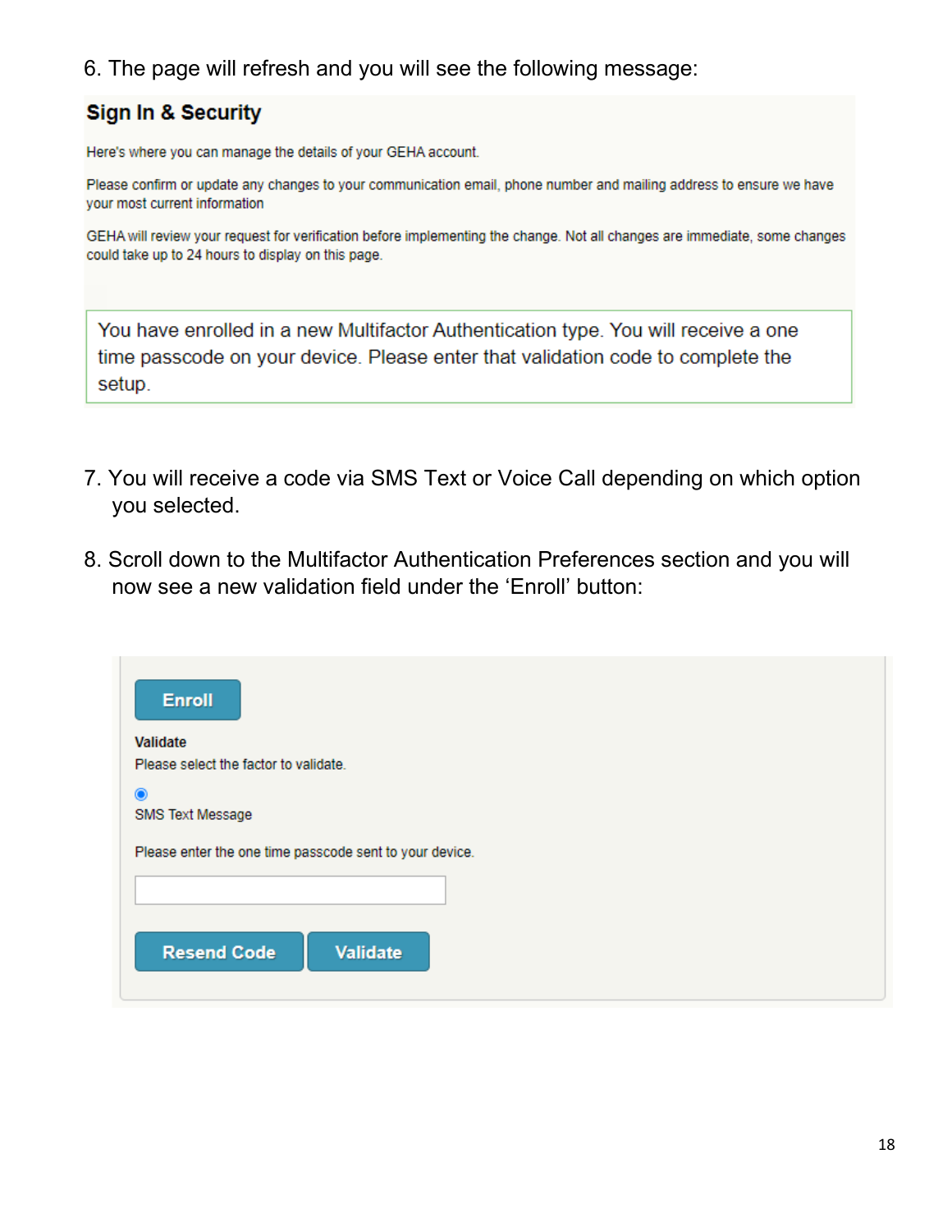6. The page will refresh and you will see the following message:

**Sign In & Security**

Here's where you can manage the details of your GEHA account.

Please confirm or update any changes to your communication email, phone number and mailing address to ensure we have your most current information

GEHA will review your request for verification before implementing the change. Not all changes are immediate, some changes could take up to 24 hours to display on this page.

You have enrolled in a new Multifactor Authentication type. You will receive a one time passcode on your device. Please enter that validation code to complete the setup.

7. You will receive a code via SMS Text or Voice Call depending on which option you selected.

8. Scroll down to the Multifactor Authentication Preferences section and you will now see a new validation field under the 'Enroll' button:

Enroll

**Validate**

Please select the factor to validate.

SMS Text Message

Please enter the one time passcode sent to your device.

Resend Code | Validate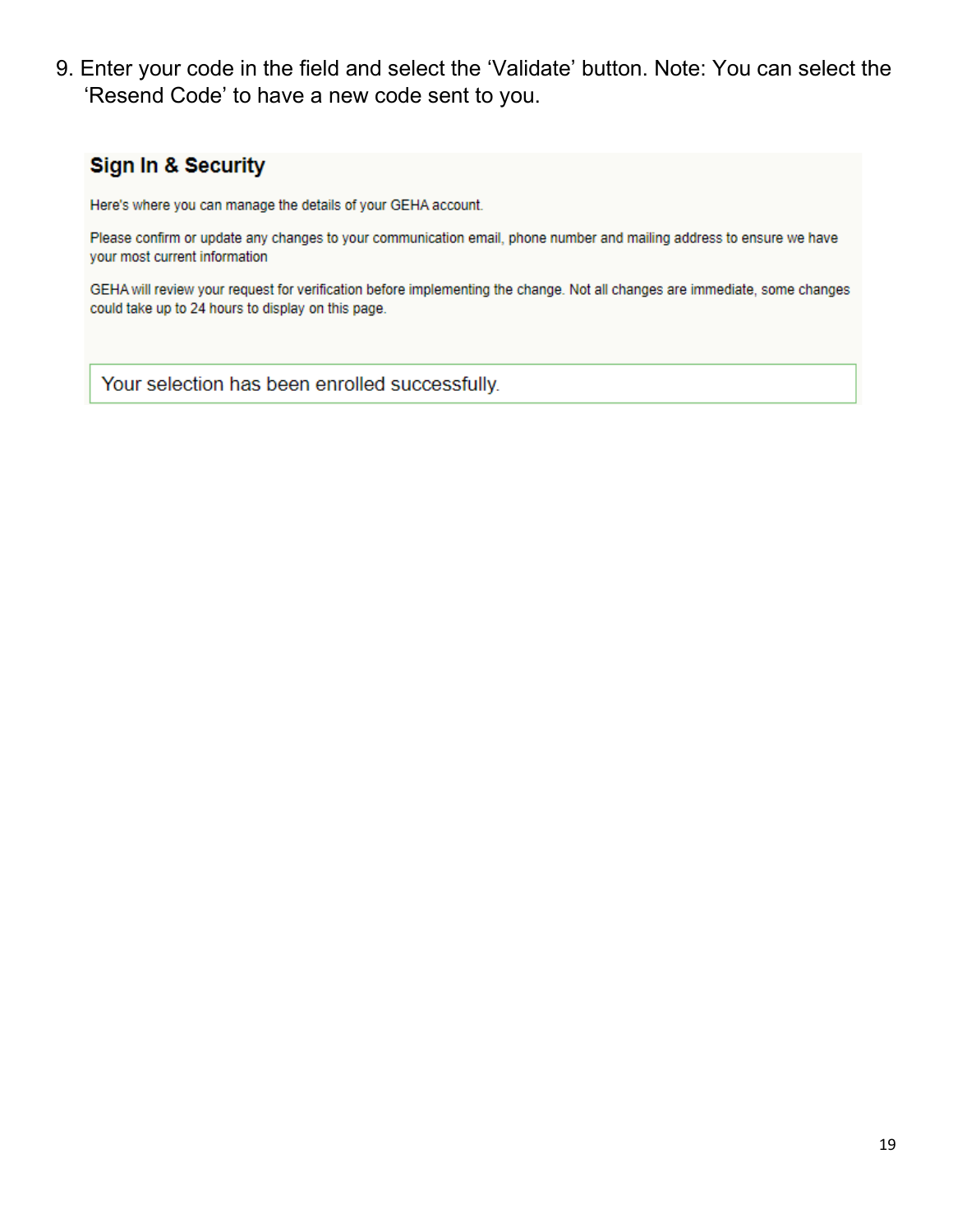9. Enter your code in the field and select the 'Validate' button. Note: You can select the 'Resend Code' to have a new code sent to you.

## Sign In & Security

Here's where you can manage the details of your GEHA account.

Please confirm or update any changes to your communication email, phone number and mailing address to ensure we have your most current information

GEHA will review your request for verification before implementing the change. Not all changes are immediate, some changes could take up to 24 hours to display on this page.

Your selection has been enrolled successfully.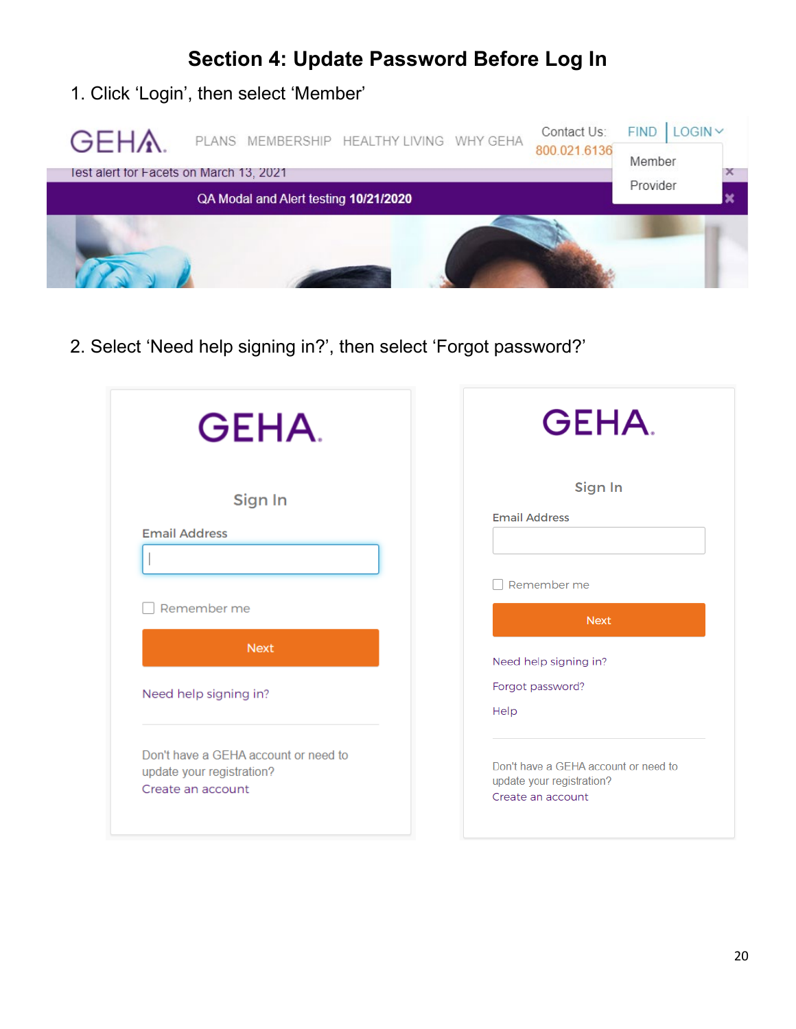# Section 4: Update Password Before Log In

1. Click 'Login', then select 'Member'

2. Select 'Need help signing in?', then select 'Forgot password?'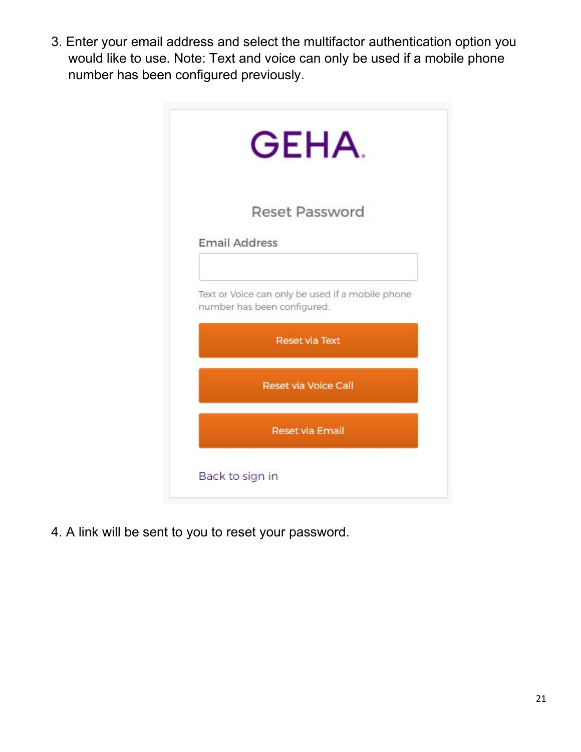3. Enter your email address and select the multifactor authentication option you would like to use. Note: Text and voice can only be used if a mobile phone number has been configured previously.

GEHA

Reset Password

Email Address

Text or Voice can only be used if a mobile phone number has been configured.

Reset via Text

Reset via Voice Call

Reset via Email

Back to sign in

4. A link will be sent to you to reset your password.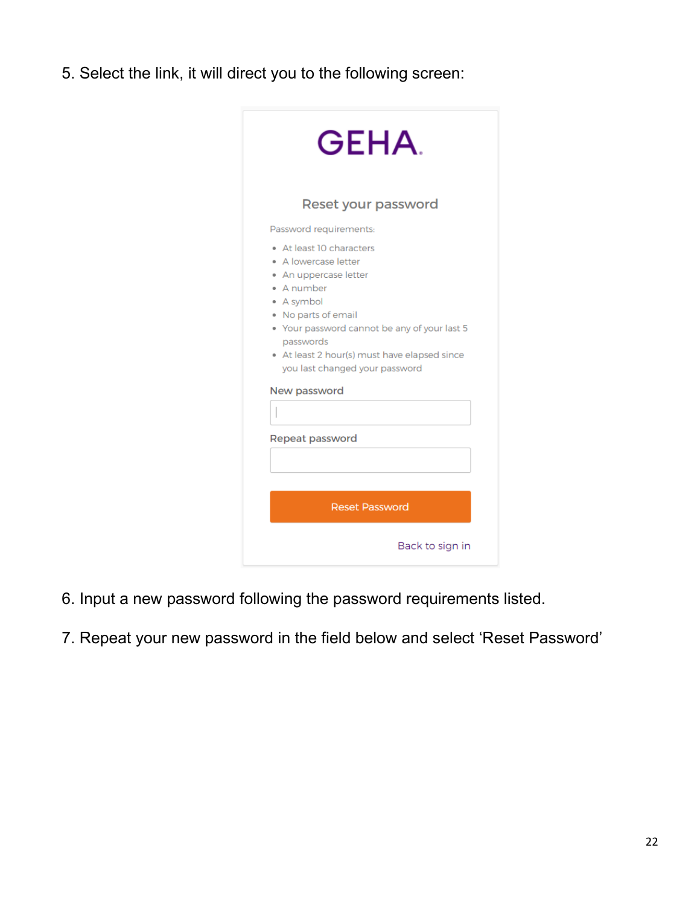5. Select the link, it will direct you to the following screen:

GEHA.

Reset your password

Password requirements:

- At least 10 characters
- A lowercase letter
- An uppercase letter
- A number
- A symbol
- No parts of email
- Your password cannot be any of your last 5 passwords
- At least 2 hour(s) must have elapsed since you last changed your password

New password

Repeat password

Reset Password

Back to sign in

6. Input a new password following the password requirements listed.

7. Repeat your new password in the field below and select 'Reset Password'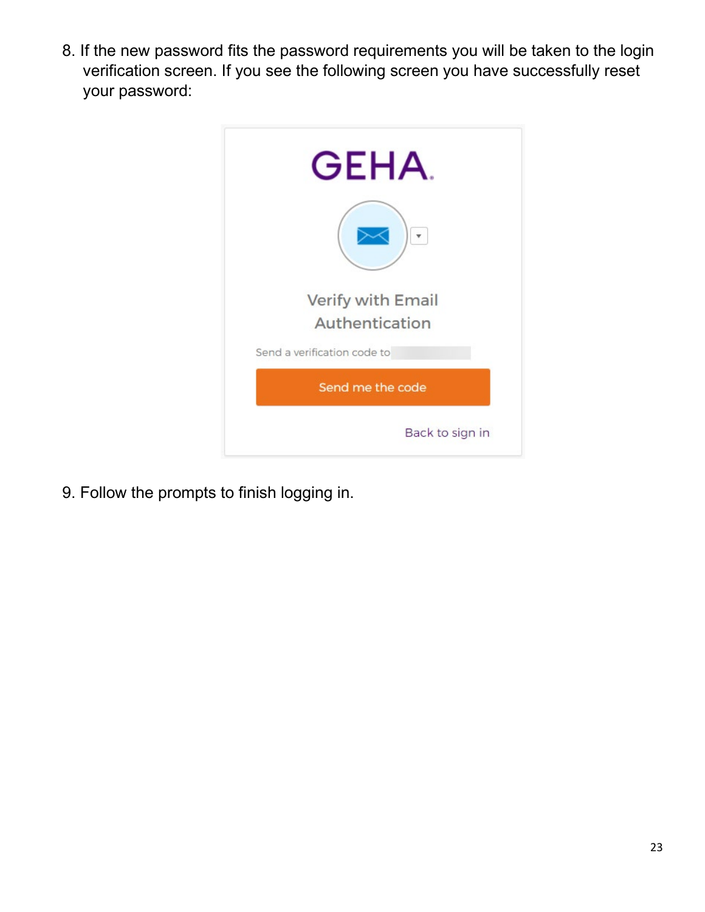8. If the new password fits the password requirements you will be taken to the login verification screen. If you see the following screen you have successfully reset your password:

GEHA.

Verify with Email Authentication

Send a verification code to

Send me the code

Back to sign in

9. Follow the prompts to finish logging in.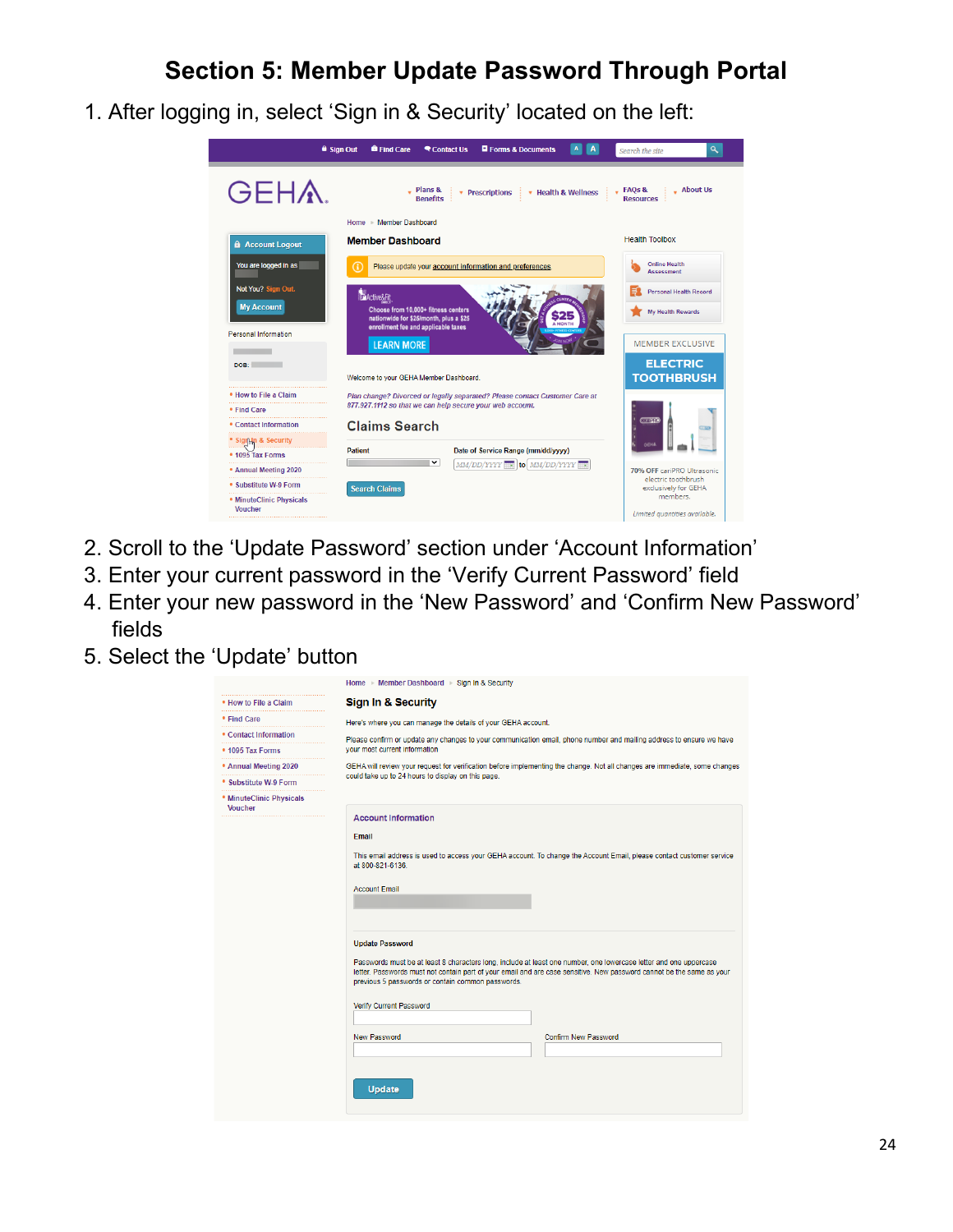# Section 5: Member Update Password Through Portal

1. After logging in, select ‘Sign in & Security’ located on the left:

2. Scroll to the ‘Update Password’ section under ‘Account Information’
3. Enter your current password in the ‘Verify Current Password’ field
4. Enter your new password in the ‘New Password’ and ‘Confirm New Password’ fields
5. Select the ‘Update’ button